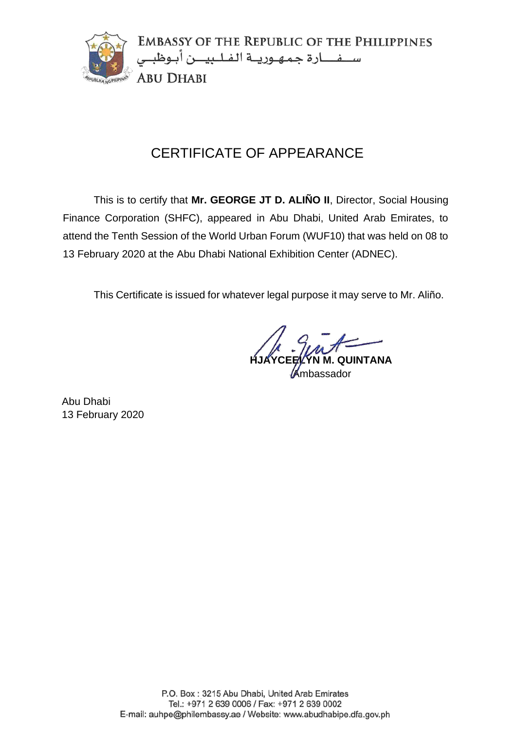EMBASSY OF THE REPUBLIC OF THE PHILIPPINES

سـفـارة جمهـوريـة الفـلـبيـن أبـوظبـي

ABU DHABI

# CERTIFICATE OF APPEARANCE

This is to certify that **Mr. GEORGE JT D. ALIÑO II**, Director, Social Housing Finance Corporation (SHFC), appeared in Abu Dhabi, United Arab Emirates, to attend the Tenth Session of the World Urban Forum (WUF10) that was held on 08 to 13 February 2020 at the Abu Dhabi National Exhibition Center (ADNEC).

This Certificate is issued for whatever legal purpose it may serve to Mr. Aliño.

**HJAYCEELYN M. QUINTANA**
Ambassador

Abu Dhabi
13 February 2020

P.O. Box : 3215 Abu Dhabi, United Arab Emirates
Tel.: +971 2 639 0006 / Fax: +971 2 639 0002
E-mail: auhpe@philembassy.ae / Website: www.abudhabipe.dfa.gov.ph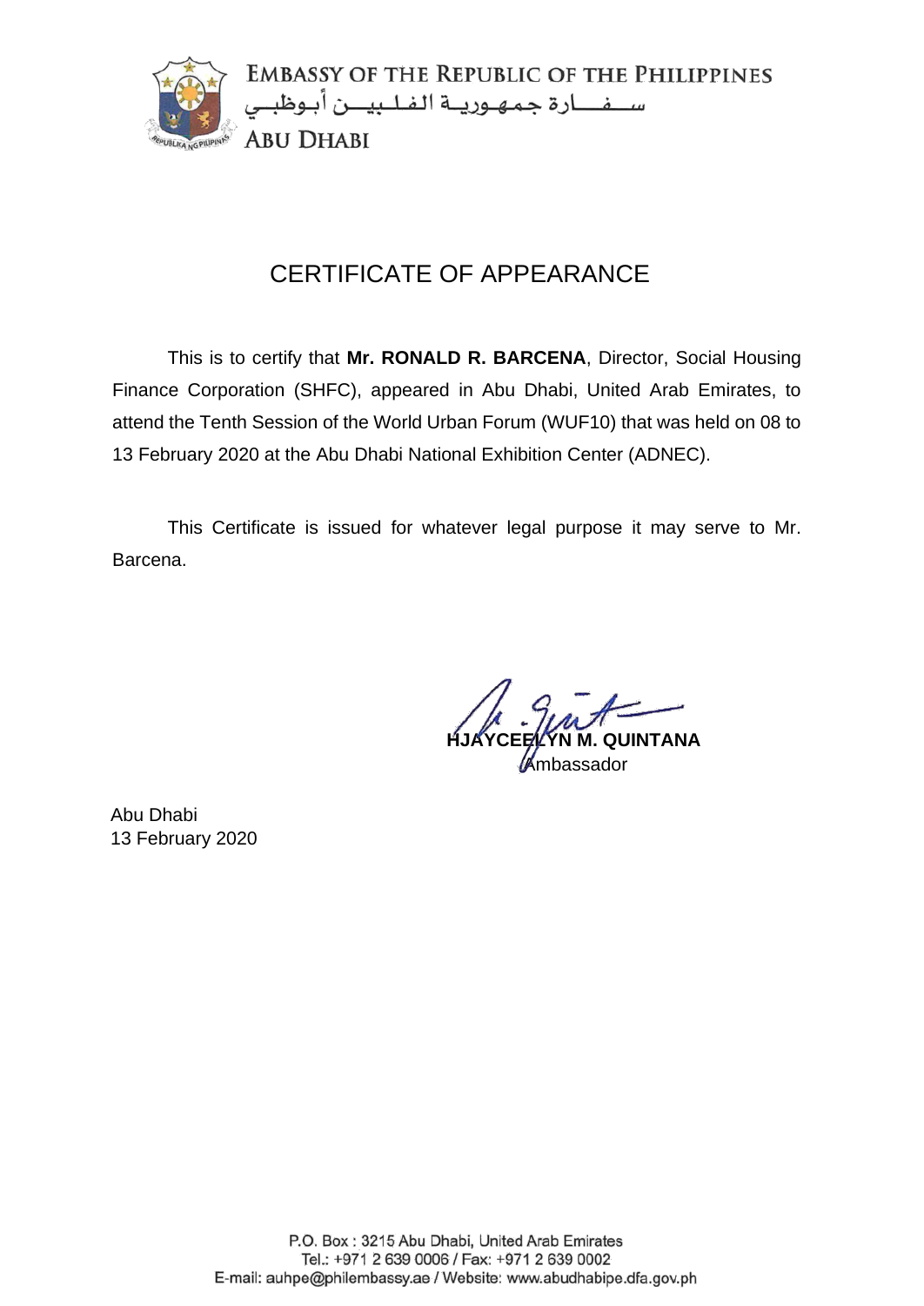**EMBASSY OF THE REPUBLIC OF THE PHILIPPINES**
سـفـارة جمهورية الفلبين أبوظبي
**ABU DHABI**

# CERTIFICATE OF APPEARANCE

This is to certify that **Mr. RONALD R. BARCENA**, Director, Social Housing Finance Corporation (SHFC), appeared in Abu Dhabi, United Arab Emirates, to attend the Tenth Session of the World Urban Forum (WUF10) that was held on 08 to 13 February 2020 at the Abu Dhabi National Exhibition Center (ADNEC).

This Certificate is issued for whatever legal purpose it may serve to Mr. Barcena.

**HJAYCEELYN M. QUINTANA**
Ambassador

Abu Dhabi
13 February 2020

P.O. Box : 3215 Abu Dhabi, United Arab Emirates
Tel.: +971 2 639 0006 / Fax: +971 2 639 0002
E-mail: auhpe@philembassy.ae / Website: www.abudhabipe.dfa.gov.ph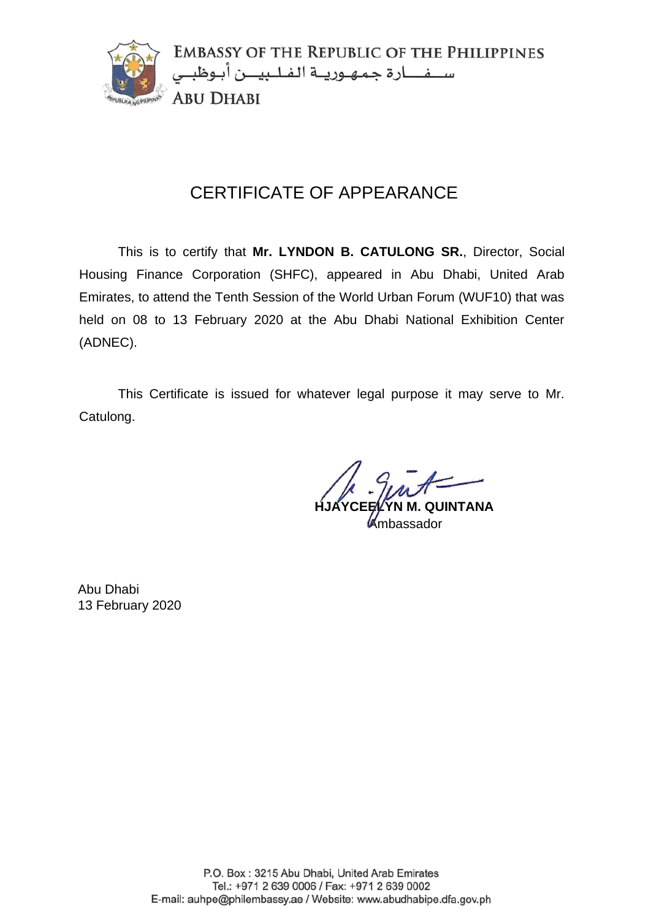EMBASSY OF THE REPUBLIC OF THE PHILIPPINES
سـفـارة جمهورية الفلبين أبوظبي
ABU DHABI

# CERTIFICATE OF APPEARANCE

This is to certify that **Mr. LYNDON B. CATULONG SR.**, Director, Social Housing Finance Corporation (SHFC), appeared in Abu Dhabi, United Arab Emirates, to attend the Tenth Session of the World Urban Forum (WUF10) that was held on 08 to 13 February 2020 at the Abu Dhabi National Exhibition Center (ADNEC).

This Certificate is issued for whatever legal purpose it may serve to Mr. Catulong.

**HJAYCEELYN M. QUINTANA**
Ambassador

Abu Dhabi
13 February 2020

P.O. Box : 3215 Abu Dhabi, United Arab Emirates
Tel.: +971 2 639 0006 / Fax: +971 2 639 0002
E-mail: auhpe@philembassy.ae / Website: www.abudhabipe.dfa.gov.ph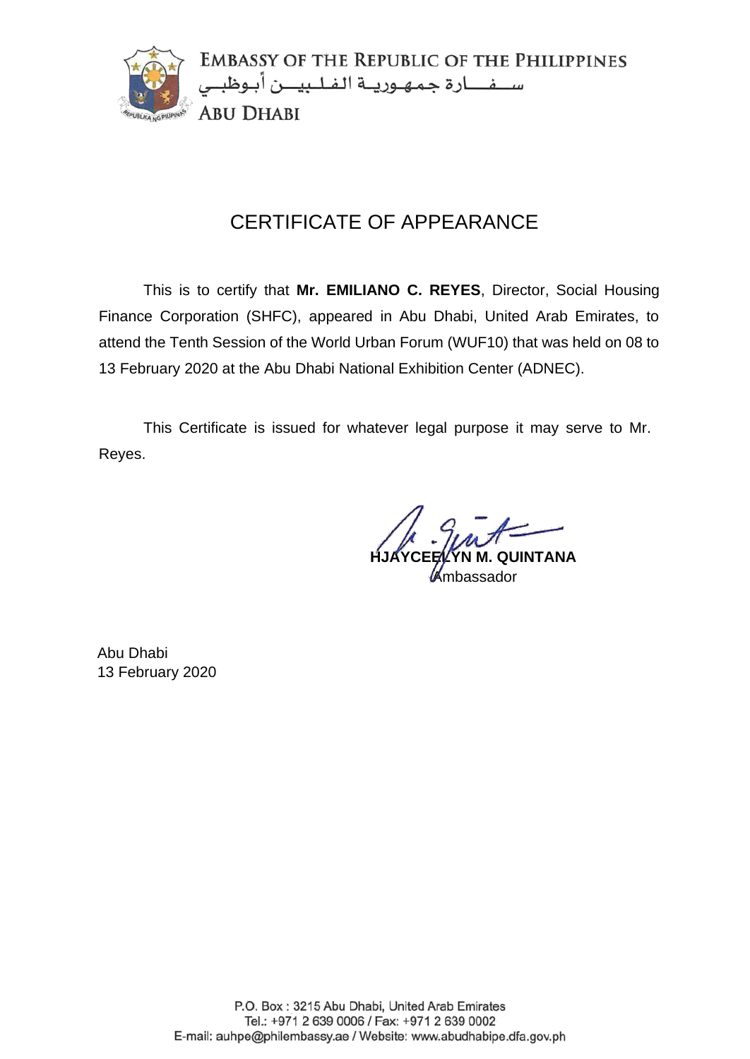EMBASSY OF THE REPUBLIC OF THE PHILIPPINES

ســفــارة جـمـهـوريـة الـفـلـبـيــن أبـوظـبــي

ABU DHABI

# CERTIFICATE OF APPEARANCE

This is to certify that **Mr. EMILIANO C. REYES**, Director, Social Housing Finance Corporation (SHFC), appeared in Abu Dhabi, United Arab Emirates, to attend the Tenth Session of the World Urban Forum (WUF10) that was held on 08 to 13 February 2020 at the Abu Dhabi National Exhibition Center (ADNEC).

This Certificate is issued for whatever legal purpose it may serve to Mr. Reyes.

**HJAYCEELYN M. QUINTANA**
Ambassador

Abu Dhabi
13 February 2020

P.O. Box : 3215 Abu Dhabi, United Arab Emirates
Tel.: +971 2 639 0006 / Fax: +971 2 639 0002
E-mail: auhpe@philembassy.ae / Website: www.abudhabipe.dfa.gov.ph